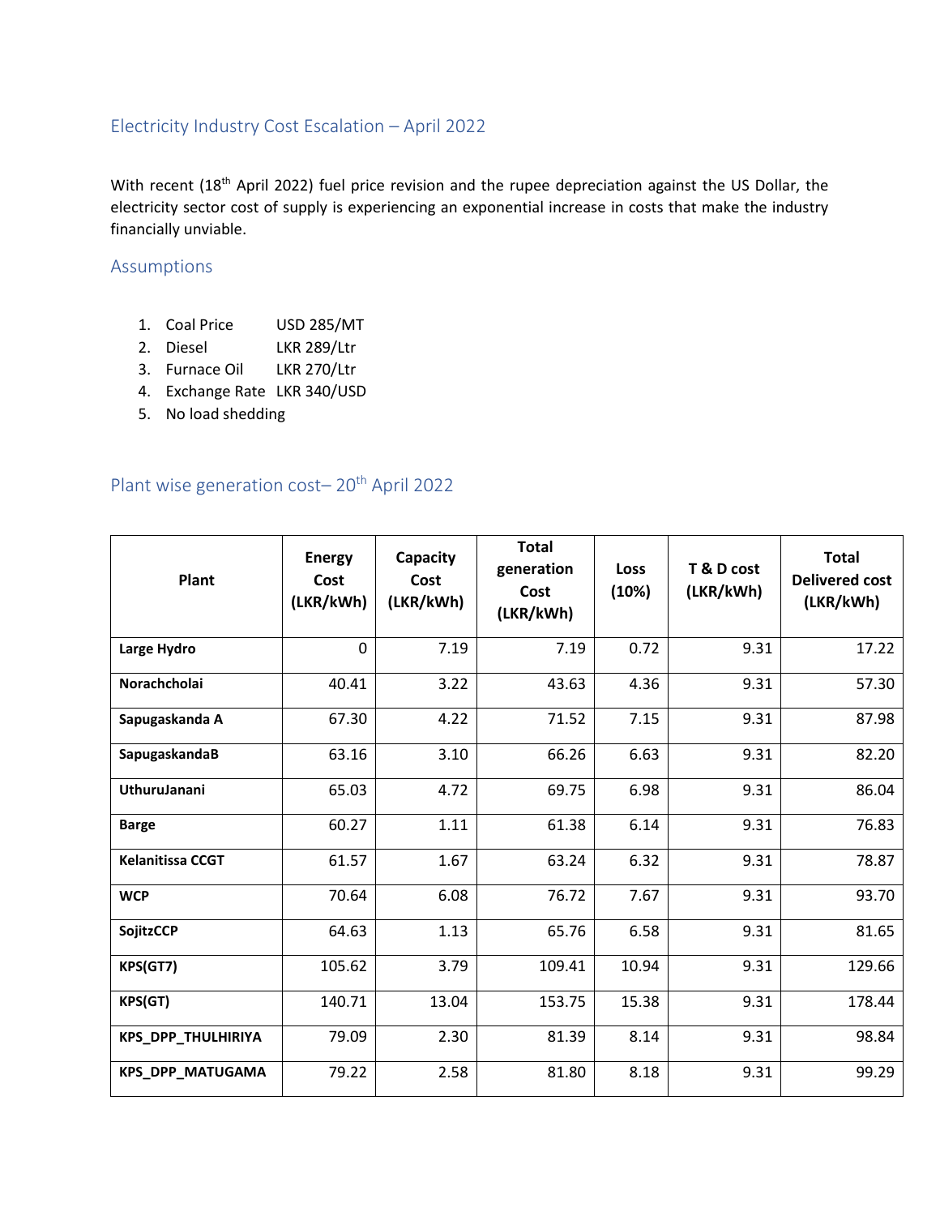## Electricity Industry Cost Escalation – April 2022

With recent (18th April 2022) fuel price revision and the rupee depreciation against the US Dollar, the electricity sector cost of supply is experiencing an exponential increase in costs that make the industry financially unviable.

### Assumptions

1. Coal Price USD 285/MT
2. Diesel LKR 289/Ltr
3. Furnace Oil LKR 270/Ltr
4. Exchange Rate LKR 340/USD
5. No load shedding

### Plant wise generation cost– 20th April 2022

| Plant | Energy Cost (LKR/kWh) | Capacity Cost (LKR/kWh) | Total generation Cost (LKR/kWh) | Loss (10%) | T & D cost (LKR/kWh) | Total Delivered cost (LKR/kWh) |
|---|---|---|---|---|---|---|
| **Large Hydro** | 0 | 7.19 | 7.19 | 0.72 | 9.31 | 17.22 |
| **Norachcholai** | 40.41 | 3.22 | 43.63 | 4.36 | 9.31 | 57.30 |
| **Sapugaskanda A** | 67.30 | 4.22 | 71.52 | 7.15 | 9.31 | 87.98 |
| **SapugaskandaB** | 63.16 | 3.10 | 66.26 | 6.63 | 9.31 | 82.20 |
| **UthuruJanani** | 65.03 | 4.72 | 69.75 | 6.98 | 9.31 | 86.04 |
| **Barge** | 60.27 | 1.11 | 61.38 | 6.14 | 9.31 | 76.83 |
| **Kelanitissa CCGT** | 61.57 | 1.67 | 63.24 | 6.32 | 9.31 | 78.87 |
| **WCP** | 70.64 | 6.08 | 76.72 | 7.67 | 9.31 | 93.70 |
| **SojitzCCP** | 64.63 | 1.13 | 65.76 | 6.58 | 9.31 | 81.65 |
| **KPS(GT7)** | 105.62 | 3.79 | 109.41 | 10.94 | 9.31 | 129.66 |
| **KPS(GT)** | 140.71 | 13.04 | 153.75 | 15.38 | 9.31 | 178.44 |
| **KPS_DPP_THULHIRIYA** | 79.09 | 2.30 | 81.39 | 8.14 | 9.31 | 98.84 |
| **KPS_DPP_MATUGAMA** | 79.22 | 2.58 | 81.80 | 8.18 | 9.31 | 99.29 |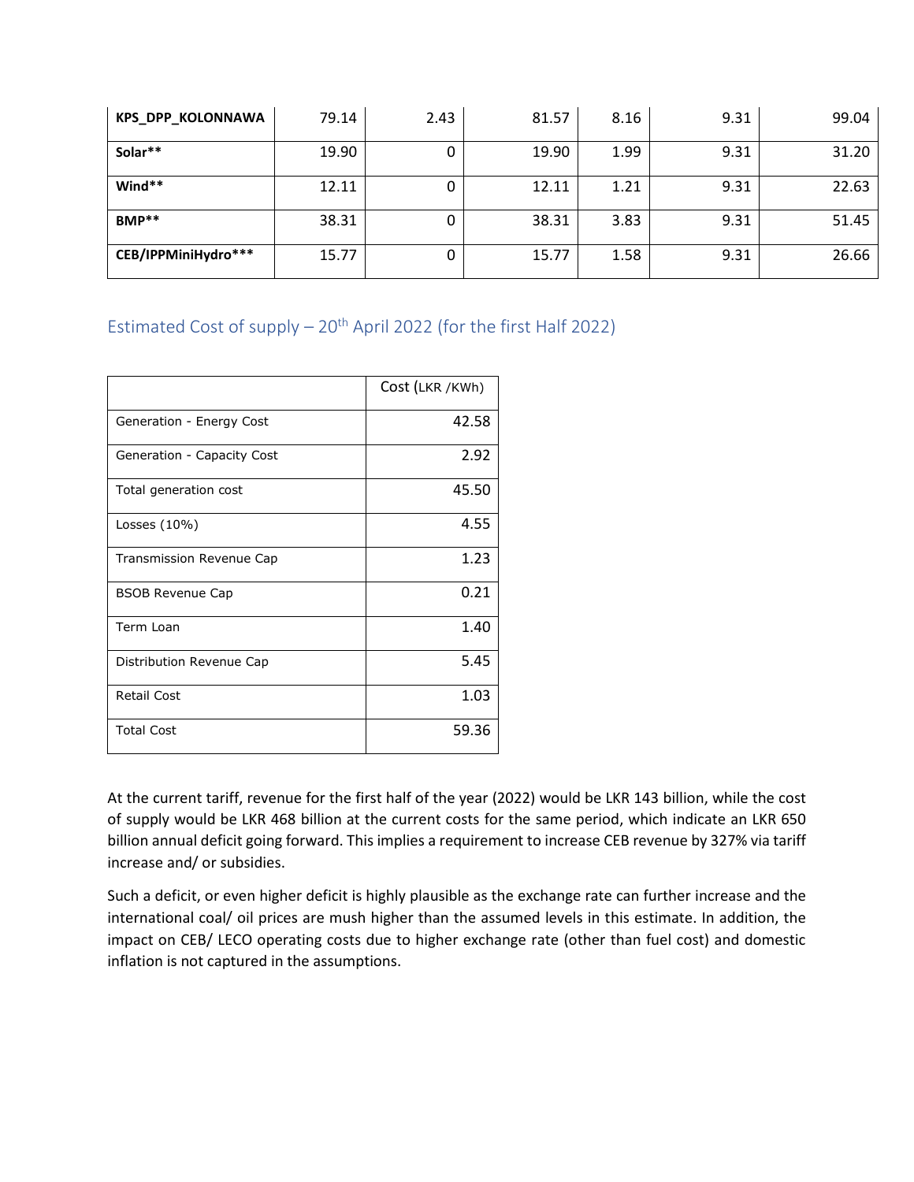| | | | | | | |
|---|---|---|---|---|---|---|
| **KPS_DPP_KOLONNAWA** | 79.14 | 2.43 | 81.57 | 8.16 | 9.31 | 99.04 |
| **Solar**** | 19.90 | 0 | 19.90 | 1.99 | 9.31 | 31.20 |
| **Wind**** | 12.11 | 0 | 12.11 | 1.21 | 9.31 | 22.63 |
| **BMP**** | 38.31 | 0 | 38.31 | 3.83 | 9.31 | 51.45 |
| **CEB/IPPMiniHydro***** | 15.77 | 0 | 15.77 | 1.58 | 9.31 | 26.66 |

## Estimated Cost of supply – 20th April 2022 (for the first Half 2022)

| | Cost (LKR /KWh) |
|---|---|
| Generation - Energy Cost | 42.58 |
| Generation - Capacity Cost | 2.92 |
| Total generation cost | 45.50 |
| Losses (10%) | 4.55 |
| Transmission Revenue Cap | 1.23 |
| BSOB Revenue Cap | 0.21 |
| Term Loan | 1.40 |
| Distribution Revenue Cap | 5.45 |
| Retail Cost | 1.03 |
| Total Cost | 59.36 |

At the current tariff, revenue for the first half of the year (2022) would be LKR 143 billion, while the cost of supply would be LKR 468 billion at the current costs for the same period, which indicate an LKR 650 billion annual deficit going forward. This implies a requirement to increase CEB revenue by 327% via tariff increase and/ or subsidies.

Such a deficit, or even higher deficit is highly plausible as the exchange rate can further increase and the international coal/ oil prices are mush higher than the assumed levels in this estimate. In addition, the impact on CEB/ LECO operating costs due to higher exchange rate (other than fuel cost) and domestic inflation is not captured in the assumptions.